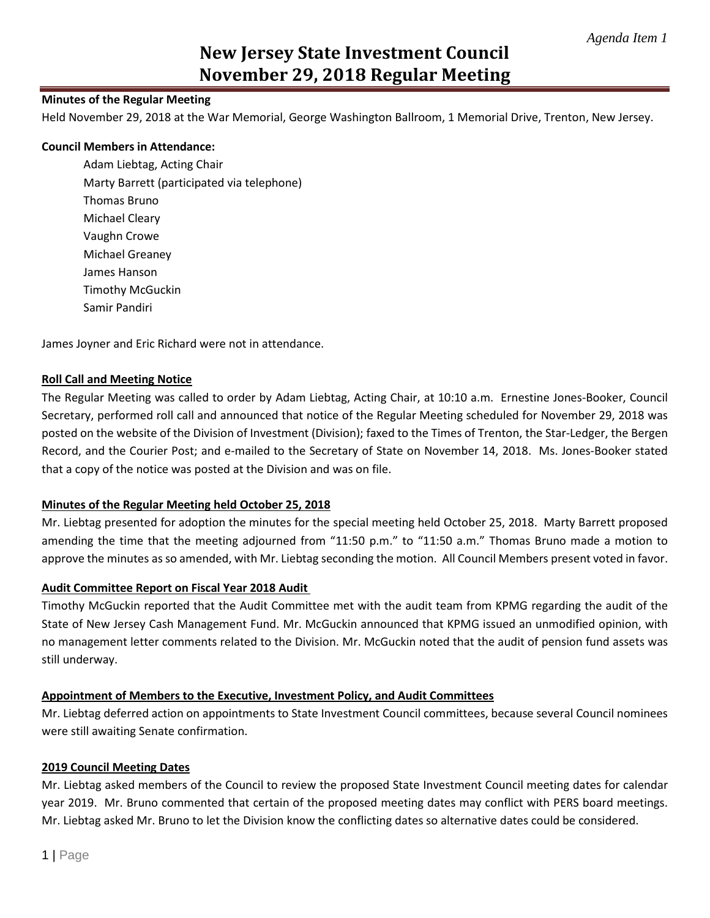*Agenda Item 1*

# New Jersey State Investment Council
# November 29, 2018 Regular Meeting

**Minutes of the Regular Meeting**

Held November 29, 2018 at the War Memorial, George Washington Ballroom, 1 Memorial Drive, Trenton, New Jersey.

**Council Members in Attendance:**

Adam Liebtag, Acting Chair
Marty Barrett (participated via telephone)
Thomas Bruno
Michael Cleary
Vaughn Crowe
Michael Greaney
James Hanson
Timothy McGuckin
Samir Pandiri

James Joyner and Eric Richard were not in attendance.

**Roll Call and Meeting Notice**

The Regular Meeting was called to order by Adam Liebtag, Acting Chair, at 10:10 a.m. Ernestine Jones-Booker, Council Secretary, performed roll call and announced that notice of the Regular Meeting scheduled for November 29, 2018 was posted on the website of the Division of Investment (Division); faxed to the Times of Trenton, the Star-Ledger, the Bergen Record, and the Courier Post; and e-mailed to the Secretary of State on November 14, 2018. Ms. Jones-Booker stated that a copy of the notice was posted at the Division and was on file.

**Minutes of the Regular Meeting held October 25, 2018**

Mr. Liebtag presented for adoption the minutes for the special meeting held October 25, 2018. Marty Barrett proposed amending the time that the meeting adjourned from "11:50 p.m." to "11:50 a.m." Thomas Bruno made a motion to approve the minutes as so amended, with Mr. Liebtag seconding the motion. All Council Members present voted in favor.

**Audit Committee Report on Fiscal Year 2018 Audit**

Timothy McGuckin reported that the Audit Committee met with the audit team from KPMG regarding the audit of the State of New Jersey Cash Management Fund. Mr. McGuckin announced that KPMG issued an unmodified opinion, with no management letter comments related to the Division. Mr. McGuckin noted that the audit of pension fund assets was still underway.

**Appointment of Members to the Executive, Investment Policy, and Audit Committees**

Mr. Liebtag deferred action on appointments to State Investment Council committees, because several Council nominees were still awaiting Senate confirmation.

**2019 Council Meeting Dates**

Mr. Liebtag asked members of the Council to review the proposed State Investment Council meeting dates for calendar year 2019. Mr. Bruno commented that certain of the proposed meeting dates may conflict with PERS board meetings. Mr. Liebtag asked Mr. Bruno to let the Division know the conflicting dates so alternative dates could be considered.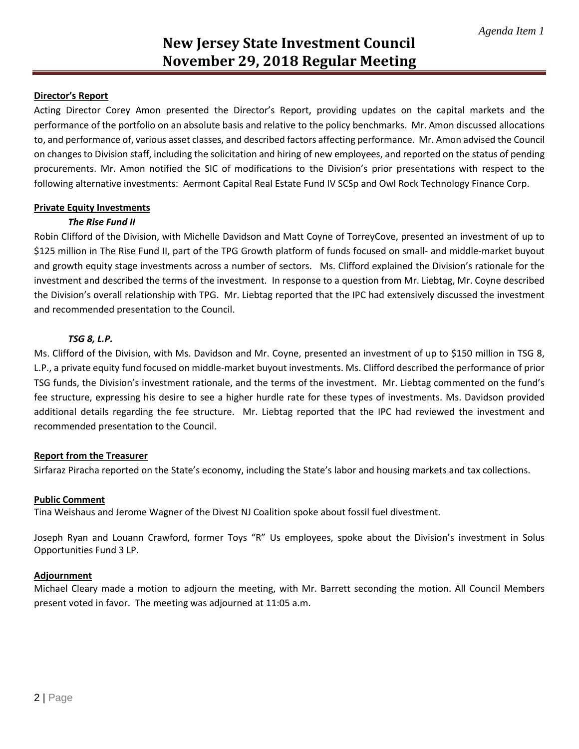# New Jersey State Investment Council November 29, 2018 Regular Meeting

*Agenda Item 1*

**Director's Report**

Acting Director Corey Amon presented the Director's Report, providing updates on the capital markets and the performance of the portfolio on an absolute basis and relative to the policy benchmarks. Mr. Amon discussed allocations to, and performance of, various asset classes, and described factors affecting performance. Mr. Amon advised the Council on changes to Division staff, including the solicitation and hiring of new employees, and reported on the status of pending procurements. Mr. Amon notified the SIC of modifications to the Division's prior presentations with respect to the following alternative investments: Aermont Capital Real Estate Fund IV SCSp and Owl Rock Technology Finance Corp.

**Private Equity Investments**

***The Rise Fund II***

Robin Clifford of the Division, with Michelle Davidson and Matt Coyne of TorreyCove, presented an investment of up to \$125 million in The Rise Fund II, part of the TPG Growth platform of funds focused on small- and middle-market buyout and growth equity stage investments across a number of sectors. Ms. Clifford explained the Division's rationale for the investment and described the terms of the investment. In response to a question from Mr. Liebtag, Mr. Coyne described the Division's overall relationship with TPG. Mr. Liebtag reported that the IPC had extensively discussed the investment and recommended presentation to the Council.

***TSG 8, L.P.***

Ms. Clifford of the Division, with Ms. Davidson and Mr. Coyne, presented an investment of up to \$150 million in TSG 8, L.P., a private equity fund focused on middle-market buyout investments. Ms. Clifford described the performance of prior TSG funds, the Division's investment rationale, and the terms of the investment. Mr. Liebtag commented on the fund's fee structure, expressing his desire to see a higher hurdle rate for these types of investments. Ms. Davidson provided additional details regarding the fee structure. Mr. Liebtag reported that the IPC had reviewed the investment and recommended presentation to the Council.

**Report from the Treasurer**

Sirfaraz Piracha reported on the State's economy, including the State's labor and housing markets and tax collections.

**Public Comment**

Tina Weishaus and Jerome Wagner of the Divest NJ Coalition spoke about fossil fuel divestment.

Joseph Ryan and Louann Crawford, former Toys "R" Us employees, spoke about the Division's investment in Solus Opportunities Fund 3 LP.

**Adjournment**

Michael Cleary made a motion to adjourn the meeting, with Mr. Barrett seconding the motion. All Council Members present voted in favor. The meeting was adjourned at 11:05 a.m.